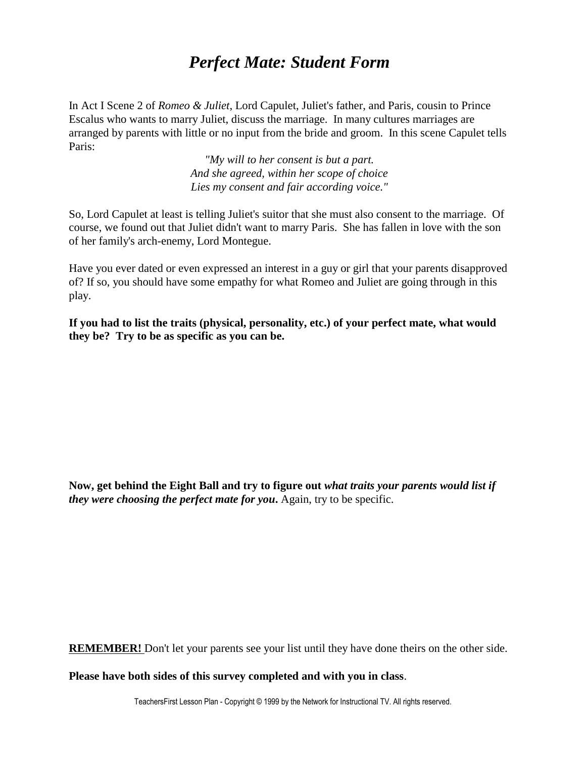# *Perfect Mate: Student Form*

In Act I Scene 2 of *Romeo & Juliet*, Lord Capulet, Juliet's father, and Paris, cousin to Prince Escalus who wants to marry Juliet, discuss the marriage. In many cultures marriages are arranged by parents with little or no input from the bride and groom. In this scene Capulet tells Paris:

*"My will to her consent is but a part.*
*And she agreed, within her scope of choice*
*Lies my consent and fair according voice."*

So, Lord Capulet at least is telling Juliet's suitor that she must also consent to the marriage. Of course, we found out that Juliet didn't want to marry Paris. She has fallen in love with the son of her family's arch-enemy, Lord Montegue.

Have you ever dated or even expressed an interest in a guy or girl that your parents disapproved of? If so, you should have some empathy for what Romeo and Juliet are going through in this play.

**If you had to list the traits (physical, personality, etc.) of your perfect mate, what would they be? Try to be as specific as you can be.**

**Now, get behind the Eight Ball and try to figure out *what traits your parents would list if they were choosing the perfect mate for you*.** Again, try to be specific.

**REMEMBER!** Don't let your parents see your list until they have done theirs on the other side.

**Please have both sides of this survey completed and with you in class**.

TeachersFirst Lesson Plan - Copyright © 1999 by the Network for Instructional TV. All rights reserved.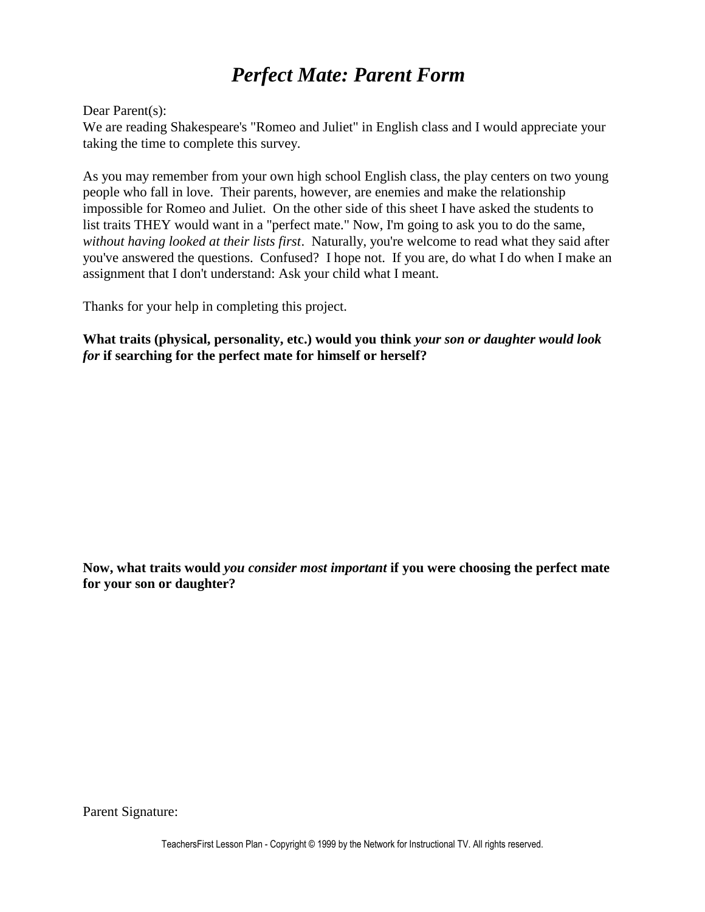# *Perfect Mate: Parent Form*

Dear Parent(s):
We are reading Shakespeare's "Romeo and Juliet" in English class and I would appreciate your taking the time to complete this survey.

As you may remember from your own high school English class, the play centers on two young people who fall in love. Their parents, however, are enemies and make the relationship impossible for Romeo and Juliet. On the other side of this sheet I have asked the students to list traits THEY would want in a "perfect mate." Now, I'm going to ask you to do the same, *without having looked at their lists first*. Naturally, you're welcome to read what they said after you've answered the questions. Confused? I hope not. If you are, do what I do when I make an assignment that I don't understand: Ask your child what I meant.

Thanks for your help in completing this project.

**What traits (physical, personality, etc.) would you think *your son or daughter would look for* if searching for the perfect mate for himself or herself?**

**Now, what traits would *you consider most important* if you were choosing the perfect mate for your son or daughter?**

Parent Signature:

TeachersFirst Lesson Plan - Copyright © 1999 by the Network for Instructional TV. All rights reserved.